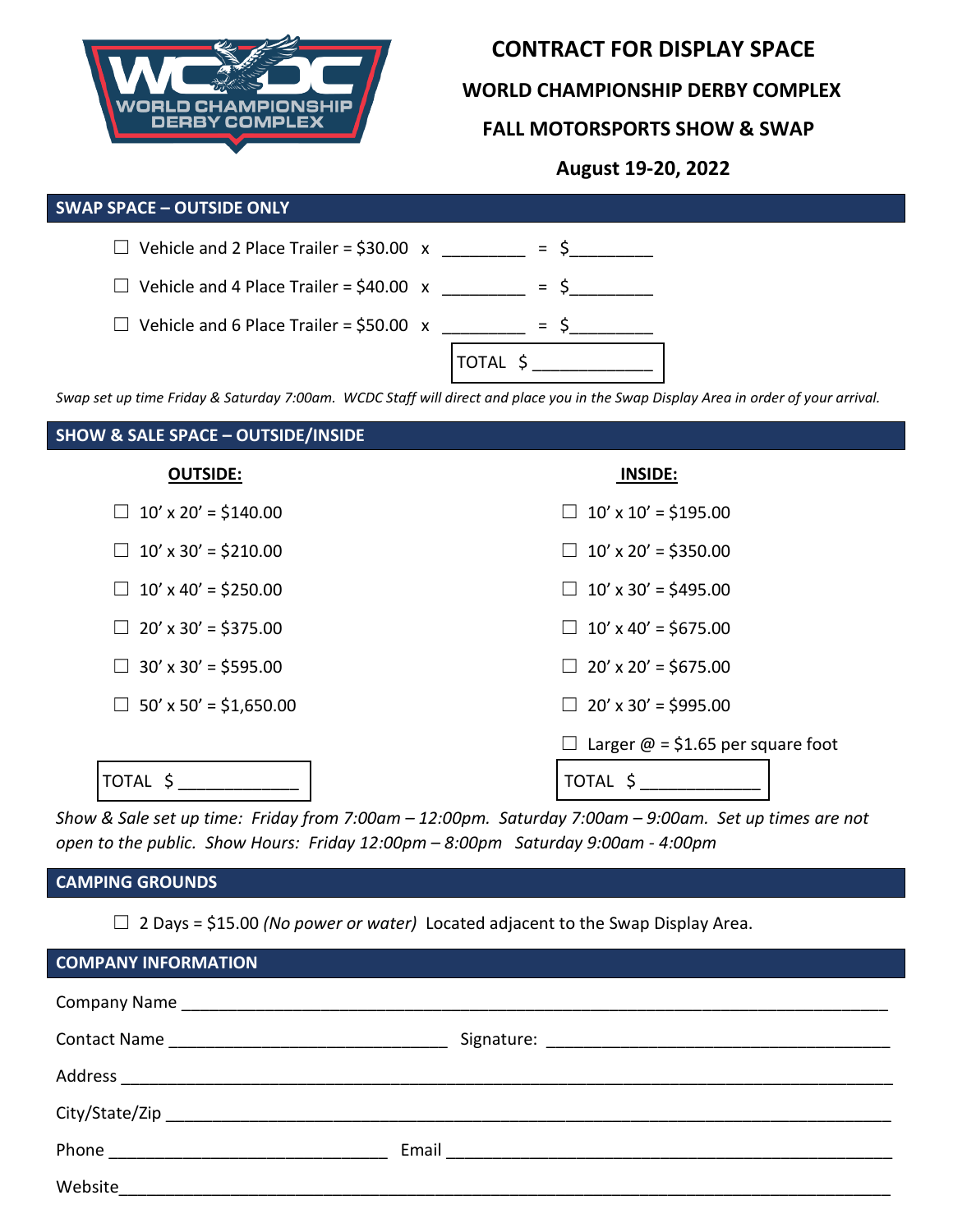# CONTRACT FOR DISPLAY SPACE

## WORLD CHAMPIONSHIP DERBY COMPLEX

## FALL MOTORSPORTS SHOW & SWAP

**August 19-20, 2022**

## SWAP SPACE – OUTSIDE ONLY

☐ Vehicle and 2 Place Trailer = $30.00 x _________ = $_________

☐ Vehicle and 4 Place Trailer = $40.00 x _________ = $_________

☐ Vehicle and 6 Place Trailer = $50.00 x _________ = $_________

TOTAL $ _____________

*Swap set up time Friday & Saturday 7:00am. WCDC Staff will direct and place you in the Swap Display Area in order of your arrival.*

## SHOW & SALE SPACE – OUTSIDE/INSIDE

**OUTSIDE:**

☐ 10' x 20' = $140.00

☐ 10' x 30' = $210.00

☐ 10' x 40' = $250.00

☐ 20' x 30' = $375.00

☐ 30' x 30' = $595.00

☐ 50' x 50' = $1,650.00

TOTAL $ _____________

**INSIDE:**

☐ 10' x 10' = $195.00

☐ 10' x 20' = $350.00

☐ 10' x 30' = $495.00

☐ 10' x 40' = $675.00

☐ 20' x 20' = $675.00

☐ 20' x 30' = $995.00

☐ Larger @ = $1.65 per square foot

TOTAL $ _____________

*Show & Sale set up time: Friday from 7:00am – 12:00pm. Saturday 7:00am – 9:00am. Set up times are not open to the public. Show Hours: Friday 12:00pm – 8:00pm Saturday 9:00am - 4:00pm*

## CAMPING GROUNDS

☐ 2 Days = $15.00 *(No power or water)* Located adjacent to the Swap Display Area.

## COMPANY INFORMATION

Company Name ____________________________________________________________

Contact Name ______________________________ Signature: ______________________________________

Address _________________________________________________________________

City/State/Zip ____________________________________________________________

Phone ______________________________ Email _________________________________________________

Website__________________________________________________________________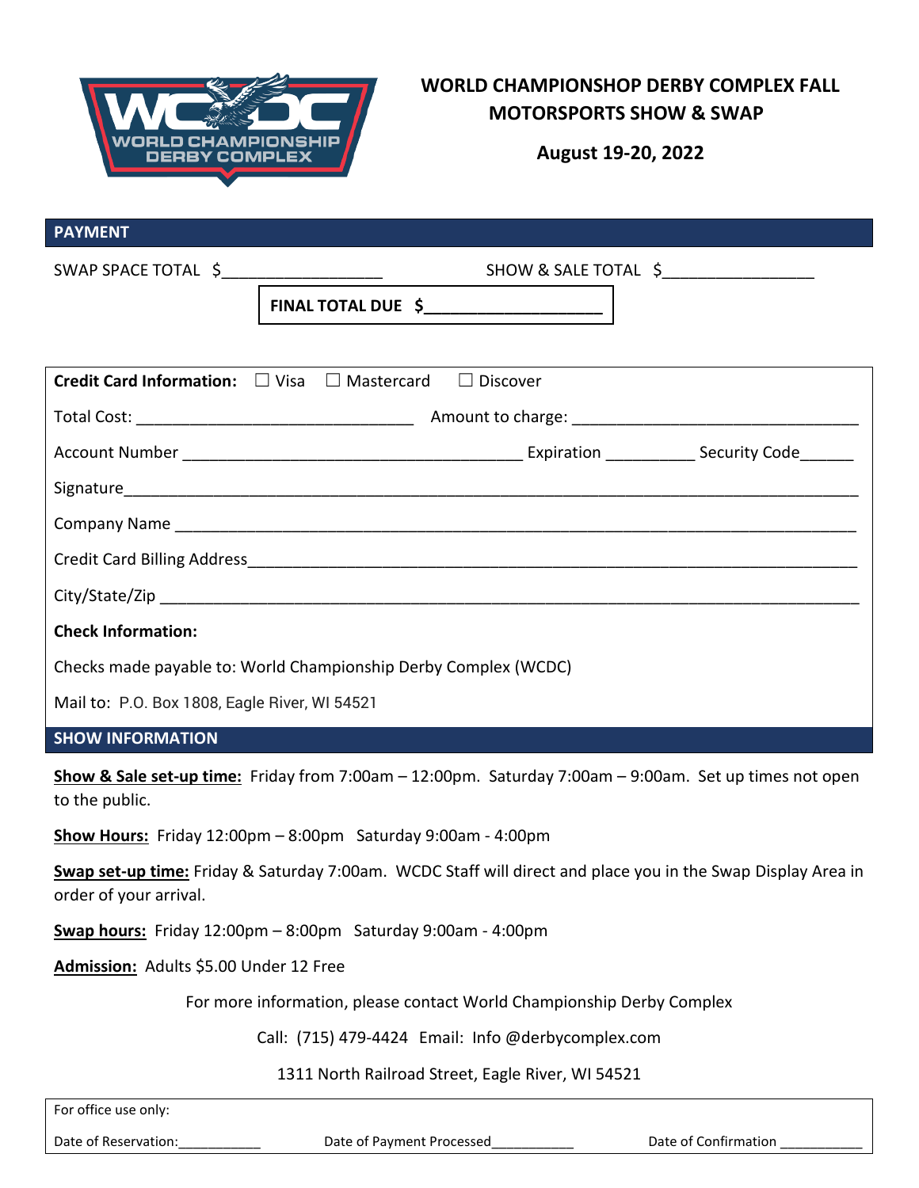# WORLD CHAMPIONSHOP DERBY COMPLEX FALL MOTORSPORTS SHOW & SWAP

**August 19-20, 2022**

## PAYMENT

SWAP SPACE TOTAL $_________________ SHOW & SALE TOTAL $________________

**FINAL TOTAL DUE $___________________**

**Credit Card Information:** ☐ Visa ☐ Mastercard ☐ Discover

Total Cost: ______________________________ Amount to charge: _______________________________

Account Number _____________________________________ Expiration _________ Security Code______

Signature___________________________________________________________________________

Company Name ______________________________________________________________________

Credit Card Billing Address______________________________________________________________

City/State/Zip _______________________________________________________________________

**Check Information:**

Checks made payable to: World Championship Derby Complex (WCDC)

Mail to: P.O. Box 1808, Eagle River, WI 54521

## SHOW INFORMATION

**Show & Sale set-up time:** Friday from 7:00am – 12:00pm. Saturday 7:00am – 9:00am. Set up times not open to the public.

**Show Hours:** Friday 12:00pm – 8:00pm Saturday 9:00am - 4:00pm

**Swap set-up time:** Friday & Saturday 7:00am. WCDC Staff will direct and place you in the Swap Display Area in order of your arrival.

**Swap hours:** Friday 12:00pm – 8:00pm Saturday 9:00am - 4:00pm

**Admission:** Adults $5.00 Under 12 Free

For more information, please contact World Championship Derby Complex

Call: (715) 479-4424 Email: Info @derbycomplex.com

1311 North Railroad Street, Eagle River, WI 54521

For office use only:

Date of Reservation:___________ Date of Payment Processed___________ Date of Confirmation ___________